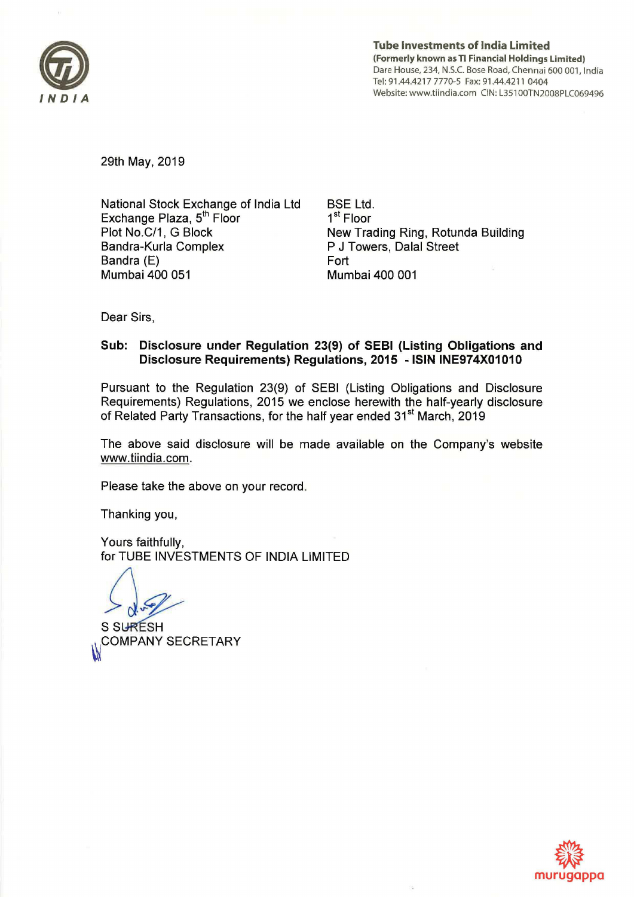**Tube Investments of India Limited**
**(Formerly known as TI Financial Holdings Limited)**
Dare House, 234, N.S.C. Bose Road, Chennai 600 001, India
Tel: 91.44.4217 7770-5 Fax: 91.44.4211 0404
Website: www.tiindia.com CIN: L35100TN2008PLC069496

29th May, 2019

National Stock Exchange of India Ltd
Exchange Plaza, 5th Floor
Plot No.C/1, G Block
Bandra-Kurla Complex
Bandra (E)
Mumbai 400 051

BSE Ltd.
1st Floor
New Trading Ring, Rotunda Building
P J Towers, Dalal Street
Fort
Mumbai 400 001

Dear Sirs,

**Sub: Disclosure under Regulation 23(9) of SEBI (Listing Obligations and Disclosure Requirements) Regulations, 2015 - ISIN INE974X01010**

Pursuant to the Regulation 23(9) of SEBI (Listing Obligations and Disclosure Requirements) Regulations, 2015 we enclose herewith the half-yearly disclosure of Related Party Transactions, for the half year ended 31st March, 2019

The above said disclosure will be made available on the Company's website www.tiindia.com.

Please take the above on your record.

Thanking you,

Yours faithfully,
for TUBE INVESTMENTS OF INDIA LIMITED

S SURESH
COMPANY SECRETARY

murugappa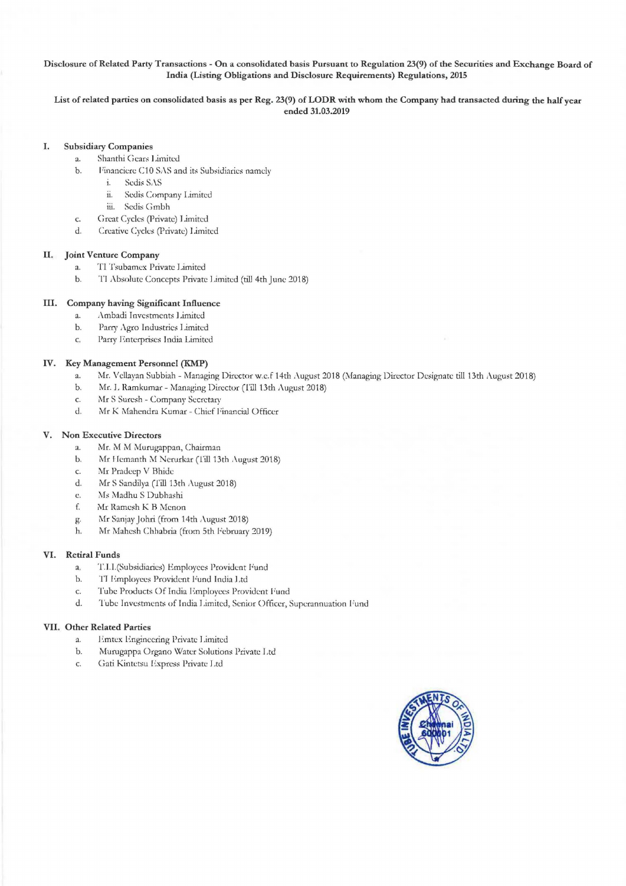**Disclosure of Related Party Transactions - On a consolidated basis Pursuant to Regulation 23(9) of the Securities and Exchange Board of India (Listing Obligations and Disclosure Requirements) Regulations, 2015**

**List of related parties on consolidated basis as per Reg. 23(9) of LODR with whom the Company had transacted during the half year ended 31.03.2019**

**I. Subsidiary Companies**

a. Shanthi Gears Limited
b. Financiere C10 SAS and its Subsidiaries namely
   i. Sedis SAS
   ii. Sedis Company Limited
   iii. Sedis Gmbh
c. Great Cycles (Private) Limited
d. Creative Cycles (Private) Limited

**II. Joint Venture Company**

a. TI Tsubamex Private Limited
b. TI Absolute Concepts Private Limited (till 4th June 2018)

**III. Company having Significant Influence**

a. Ambadi Investments Limited
b. Parry Agro Industries Limited
c. Parry Enterprises India Limited

**IV. Key Management Personnel (KMP)**

a. Mr. Vellayan Subbiah - Managing Director w.e.f 14th August 2018 (Managing Director Designate till 13th August 2018)
b. Mr. L Ramkumar - Managing Director (Till 13th August 2018)
c. Mr S Suresh - Company Secretary
d. Mr K Mahendra Kumar - Chief Financial Officer

**V. Non Executive Directors**

a. Mr. M M Murugappan, Chairman
b. Mr Hemanth M Nerurkar (Till 13th August 2018)
c. Mr Pradeep V Bhide
d. Mr S Sandilya (Till 13th August 2018)
e. Ms Madhu S Dubhashi
f. Mr Ramesh K B Menon
g. Mr Sanjay Johri (from 14th August 2018)
h. Mr Mahesh Chhabria (from 5th February 2019)

**VI. Retiral Funds**

a. T.I.I.(Subsidiaries) Employees Provident Fund
b. TI Employees Provident Fund India Ltd
c. Tube Products Of India Employees Provident Fund
d. Tube Investments of India Limited, Senior Officer, Superannuation Fund

**VII. Other Related Parties**

a. Emtex Engineering Private Limited
b. Murugappa Organo Water Solutions Private Ltd
c. Gati Kintetsu Express Private Ltd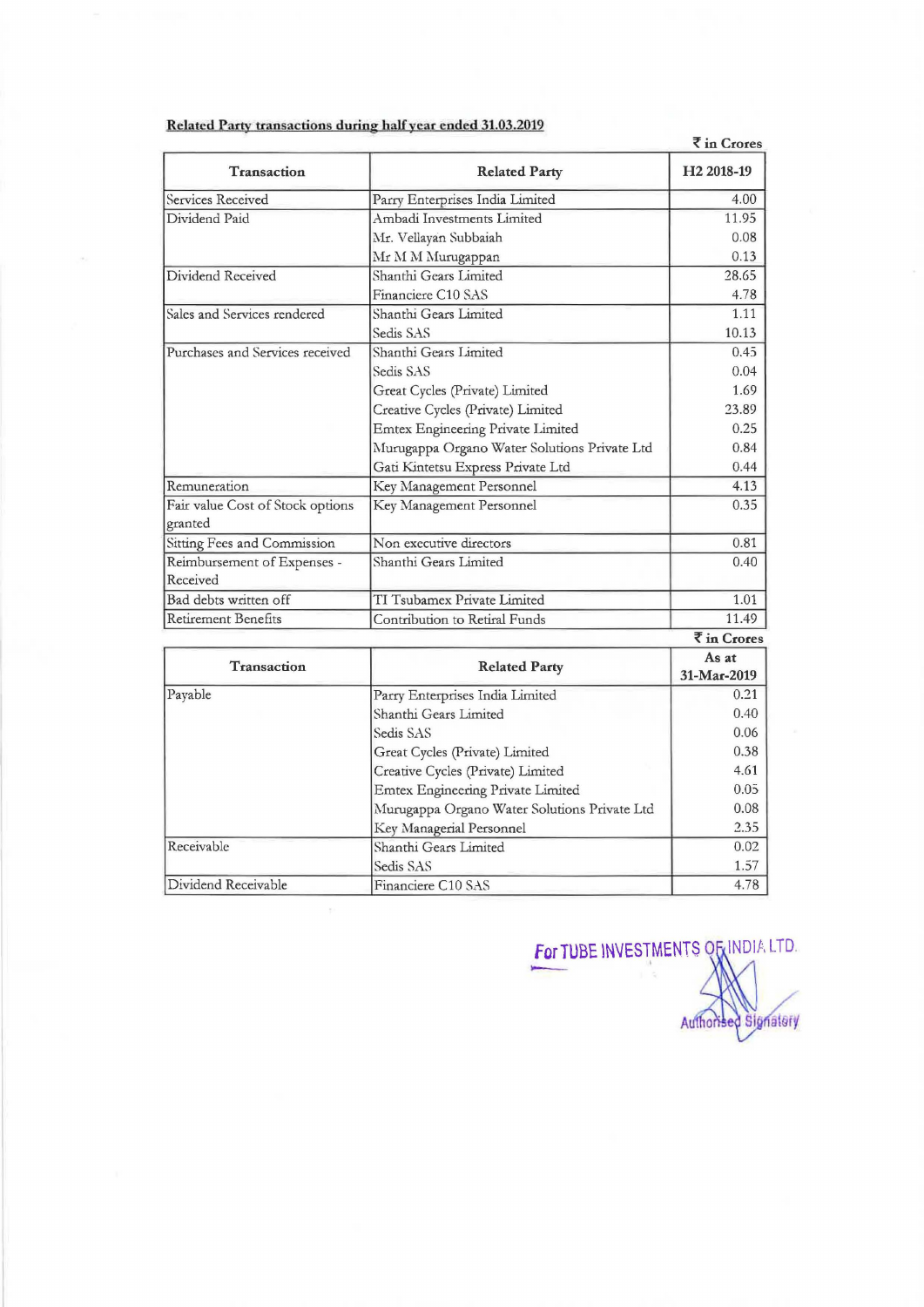**Related Party transactions during half year ended 31.03.2019**

₹ in Crores

| Transaction | Related Party | H2 2018-19 |
| --- | --- | --- |
| Services Received | Parry Enterprises India Limited | 4.00 |
| Dividend Paid | Ambadi Investments Limited | 11.95 |
| | Mr. Vellayan Subbaiah | 0.08 |
| | Mr M M Murugappan | 0.13 |
| Dividend Received | Shanthi Gears Limited | 28.65 |
| | Financiere C10 SAS | 4.78 |
| Sales and Services rendered | Shanthi Gears Limited | 1.11 |
| | Sedis SAS | 10.13 |
| Purchases and Services received | Shanthi Gears Limited | 0.45 |
| | Sedis SAS | 0.04 |
| | Great Cycles (Private) Limited | 1.69 |
| | Creative Cycles (Private) Limited | 23.89 |
| | Emtex Engineering Private Limited | 0.25 |
| | Murugappa Organo Water Solutions Private Ltd | 0.84 |
| | Gati Kintetsu Express Private Ltd | 0.44 |
| Remuneration | Key Management Personnel | 4.13 |
| Fair value Cost of Stock options granted | Key Management Personnel | 0.35 |
| Sitting Fees and Commission | Non executive directors | 0.81 |
| Reimbursement of Expenses - Received | Shanthi Gears Limited | 0.40 |
| Bad debts written off | TI Tsubamex Private Limited | 1.01 |
| Retirement Benefits | Contribution to Retiral Funds | 11.49 |

₹ in Crores

| Transaction | Related Party | As at 31-Mar-2019 |
| --- | --- | --- |
| Payable | Parry Enterprises India Limited | 0.21 |
| | Shanthi Gears Limited | 0.40 |
| | Sedis SAS | 0.06 |
| | Great Cycles (Private) Limited | 0.38 |
| | Creative Cycles (Private) Limited | 4.61 |
| | Emtex Engineering Private Limited | 0.05 |
| | Murugappa Organo Water Solutions Private Ltd | 0.08 |
| | Key Managerial Personnel | 2.35 |
| Receivable | Shanthi Gears Limited | 0.02 |
| | Sedis SAS | 1.57 |
| Dividend Receivable | Financiere C10 SAS | 4.78 |

For TUBE INVESTMENTS OF INDIA LTD.

Authorised Signatory